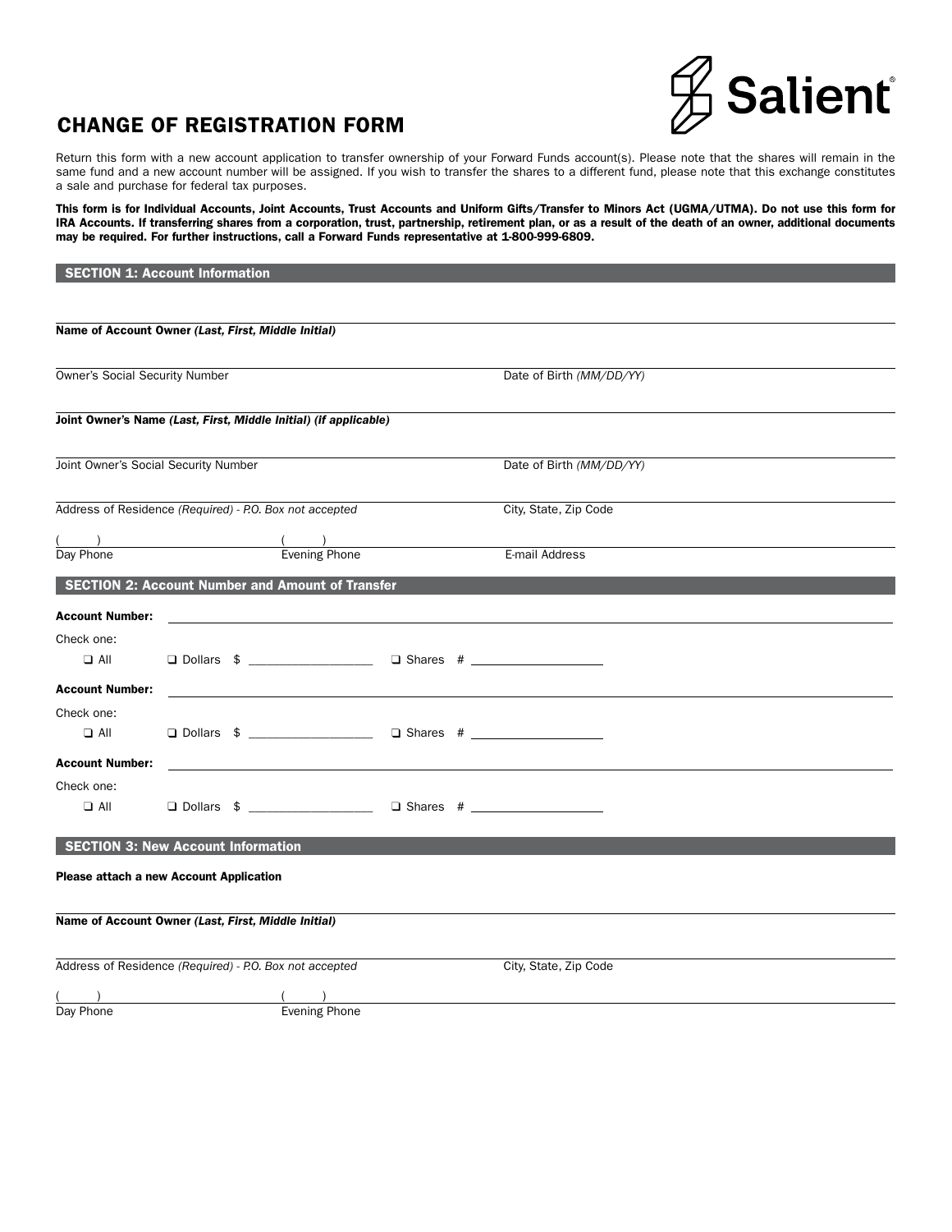# CHANGE OF REGISTRATION FORM

Salient

Return this form with a new account application to transfer ownership of your Forward Funds account(s). Please note that the shares will remain in the same fund and a new account number will be assigned. If you wish to transfer the shares to a different fund, please note that this exchange constitutes a sale and purchase for federal tax purposes.

**This form is for Individual Accounts, Joint Accounts, Trust Accounts and Uniform Gifts/Transfer to Minors Act (UGMA/UTMA). Do not use this form for IRA Accounts. If transferring shares from a corporation, trust, partnership, retirement plan, or as a result of the death of an owner, additional documents may be required. For further instructions, call a Forward Funds representative at 1-800-999-6809.**

## SECTION 1: Account Information

______________________________________________
**Name of Account Owner *(Last, First, Middle Initial)***

______________________________________________
Owner's Social Security Number | Date of Birth *(MM/DD/YY)*

______________________________________________
**Joint Owner's Name *(Last, First, Middle Initial) (if applicable)***

______________________________________________
Joint Owner's Social Security Number | Date of Birth *(MM/DD/YY)*

______________________________________________
Address of Residence *(Required) - P.O. Box not accepted* | City, State, Zip Code

(     ) ______________ (     ) ______________ ______________
Day Phone | Evening Phone | E-mail Address

## SECTION 2: Account Number and Amount of Transfer

**Account Number:** ______________________________________________

Check one:

❑ All ❑ Dollars $ ________________ ❑ Shares # ________________

**Account Number:** ______________________________________________

Check one:

❑ All ❑ Dollars $ ________________ ❑ Shares # ________________

**Account Number:** ______________________________________________

Check one:

❑ All ❑ Dollars $ ________________ ❑ Shares # ________________

## SECTION 3: New Account Information

**Please attach a new Account Application**

______________________________________________
**Name of Account Owner *(Last, First, Middle Initial)***

______________________________________________
Address of Residence *(Required) - P.O. Box not accepted* | City, State, Zip Code

(     ) ______________ (     ) ______________
Day Phone | Evening Phone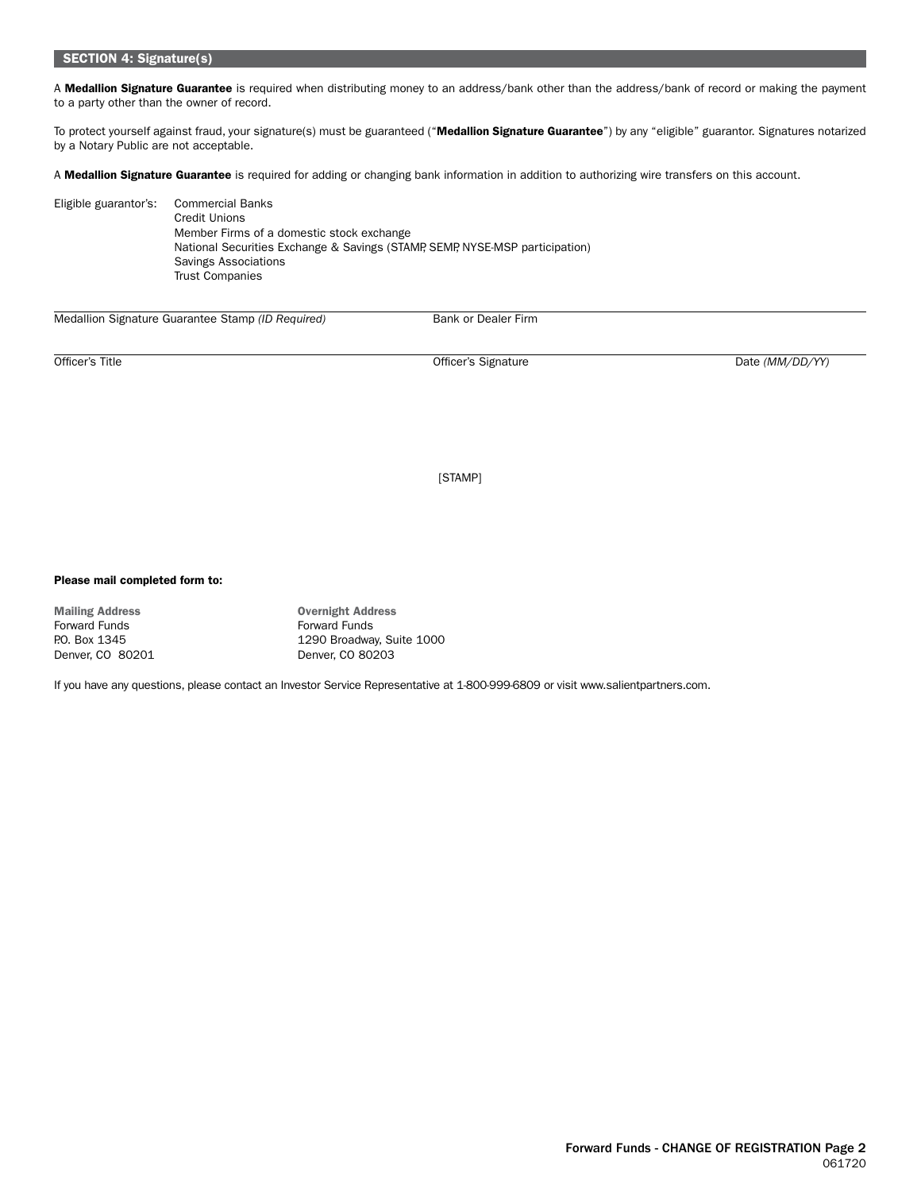## SECTION 4: Signature(s)

A **Medallion Signature Guarantee** is required when distributing money to an address/bank other than the address/bank of record or making the payment to a party other than the owner of record.

To protect yourself against fraud, your signature(s) must be guaranteed ("**Medallion Signature Guarantee**") by any "eligible" guarantor. Signatures notarized by a Notary Public are not acceptable.

A **Medallion Signature Guarantee** is required for adding or changing bank information in addition to authorizing wire transfers on this account.

Eligible guarantor's:
- Commercial Banks
- Credit Unions
- Member Firms of a domestic stock exchange
- National Securities Exchange & Savings (STAMP, SEMP, NYSE-MSP participation)
- Savings Associations
- Trust Companies

Medallion Signature Guarantee Stamp *(ID Required)* ______________________ Bank or Dealer Firm ______________________

Officer's Title ______________________ Officer's Signature ______________________ Date *(MM/DD/YY)* ______________________

[STAMP]

**Please mail completed form to:**

| Mailing Address | Overnight Address |
| --- | --- |
| Forward Funds | Forward Funds |
| P.O. Box 1345 | 1290 Broadway, Suite 1000 |
| Denver, CO 80201 | Denver, CO 80203 |

If you have any questions, please contact an Investor Service Representative at 1-800-999-6809 or visit www.salientpartners.com.

Forward Funds - CHANGE OF REGISTRATION Page 2
061720